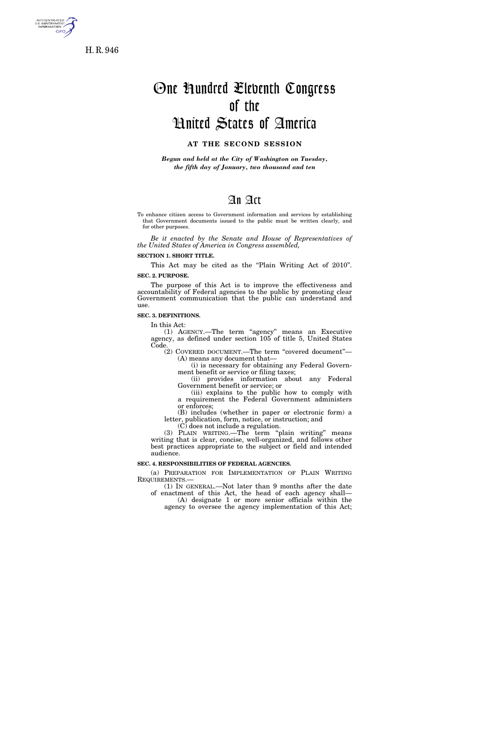H. R. 946

# One Hundred Eleventh Congress of the United States of America

**AT THE SECOND SESSION**

*Begun and held at the City of Washington on Tuesday, the fifth day of January, two thousand and ten*

# An Act

To enhance citizen access to Government information and services by establishing that Government documents issued to the public must be written clearly, and for other purposes.

*Be it enacted by the Senate and House of Representatives of the United States of America in Congress assembled,*

**SECTION 1. SHORT TITLE.**

This Act may be cited as the "Plain Writing Act of 2010".

**SEC. 2. PURPOSE.**

The purpose of this Act is to improve the effectiveness and accountability of Federal agencies to the public by promoting clear Government communication that the public can understand and use.

**SEC. 3. DEFINITIONS.**

In this Act:

(1) AGENCY.—The term "agency" means an Executive agency, as defined under section 105 of title 5, United States Code.

(2) COVERED DOCUMENT.—The term "covered document"—

(A) means any document that—

(i) is necessary for obtaining any Federal Government benefit or service or filing taxes;

(ii) provides information about any Federal Government benefit or service; or

(iii) explains to the public how to comply with a requirement the Federal Government administers or enforces;

(B) includes (whether in paper or electronic form) a letter, publication, form, notice, or instruction; and

(C) does not include a regulation.

(3) PLAIN WRITING.—The term "plain writing" means writing that is clear, concise, well-organized, and follows other best practices appropriate to the subject or field and intended audience.

**SEC. 4. RESPONSIBILITIES OF FEDERAL AGENCIES.**

(a) PREPARATION FOR IMPLEMENTATION OF PLAIN WRITING REQUIREMENTS.—

(1) IN GENERAL.—Not later than 9 months after the date of enactment of this Act, the head of each agency shall—

(A) designate 1 or more senior officials within the agency to oversee the agency implementation of this Act;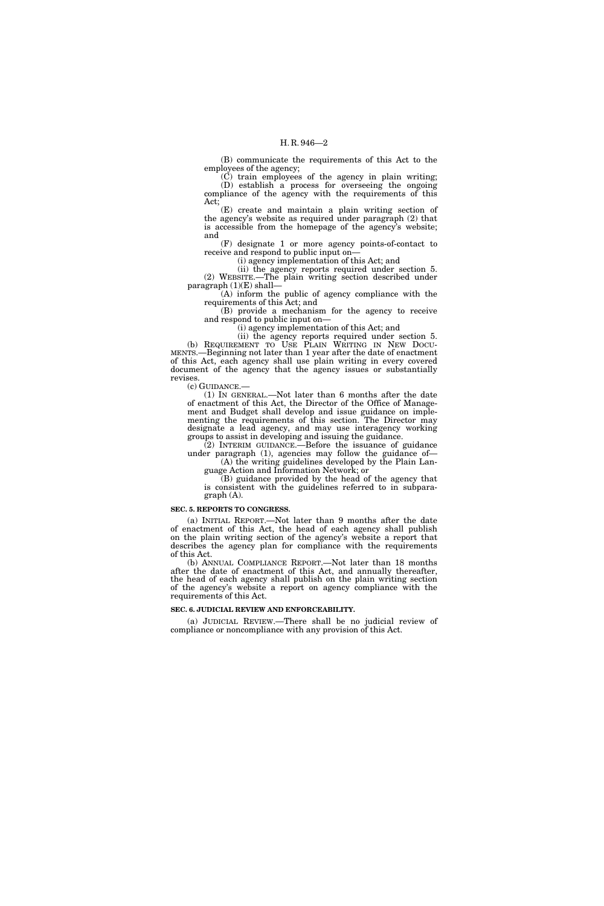(B) communicate the requirements of this Act to the employees of the agency;

(C) train employees of the agency in plain writing;

(D) establish a process for overseeing the ongoing compliance of the agency with the requirements of this Act;

(E) create and maintain a plain writing section of the agency's website as required under paragraph (2) that is accessible from the homepage of the agency's website; and

(F) designate 1 or more agency points-of-contact to receive and respond to public input on—

(i) agency implementation of this Act; and

(ii) the agency reports required under section 5.

(2) WEBSITE.—The plain writing section described under paragraph (1)(E) shall—

(A) inform the public of agency compliance with the requirements of this Act; and

(B) provide a mechanism for the agency to receive and respond to public input on—

(i) agency implementation of this Act; and

(ii) the agency reports required under section 5.

(b) REQUIREMENT TO USE PLAIN WRITING IN NEW DOCUMENTS.—Beginning not later than 1 year after the date of enactment of this Act, each agency shall use plain writing in every covered document of the agency that the agency issues or substantially revises.

(c) GUIDANCE.—

(1) IN GENERAL.—Not later than 6 months after the date of enactment of this Act, the Director of the Office of Management and Budget shall develop and issue guidance on implementing the requirements of this section. The Director may designate a lead agency, and may use interagency working groups to assist in developing and issuing the guidance.

(2) INTERIM GUIDANCE.—Before the issuance of guidance under paragraph (1), agencies may follow the guidance of—

(A) the writing guidelines developed by the Plain Language Action and Information Network; or

(B) guidance provided by the head of the agency that is consistent with the guidelines referred to in subparagraph (A).

**SEC. 5. REPORTS TO CONGRESS.**

(a) INITIAL REPORT.—Not later than 9 months after the date of enactment of this Act, the head of each agency shall publish on the plain writing section of the agency's website a report that describes the agency plan for compliance with the requirements of this Act.

(b) ANNUAL COMPLIANCE REPORT.—Not later than 18 months after the date of enactment of this Act, and annually thereafter, the head of each agency shall publish on the plain writing section of the agency's website a report on agency compliance with the requirements of this Act.

**SEC. 6. JUDICIAL REVIEW AND ENFORCEABILITY.**

(a) JUDICIAL REVIEW.—There shall be no judicial review of compliance or noncompliance with any provision of this Act.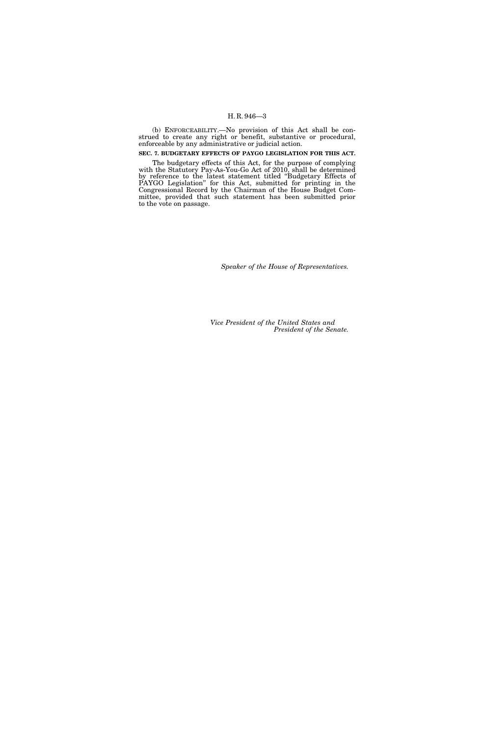(b) ENFORCEABILITY.—No provision of this Act shall be construed to create any right or benefit, substantive or procedural, enforceable by any administrative or judicial action.

**SEC. 7. BUDGETARY EFFECTS OF PAYGO LEGISLATION FOR THIS ACT.**

The budgetary effects of this Act, for the purpose of complying with the Statutory Pay-As-You-Go Act of 2010, shall be determined by reference to the latest statement titled "Budgetary Effects of PAYGO Legislation" for this Act, submitted for printing in the Congressional Record by the Chairman of the House Budget Committee, provided that such statement has been submitted prior to the vote on passage.

*Speaker of the House of Representatives.*

*Vice President of the United States and President of the Senate.*